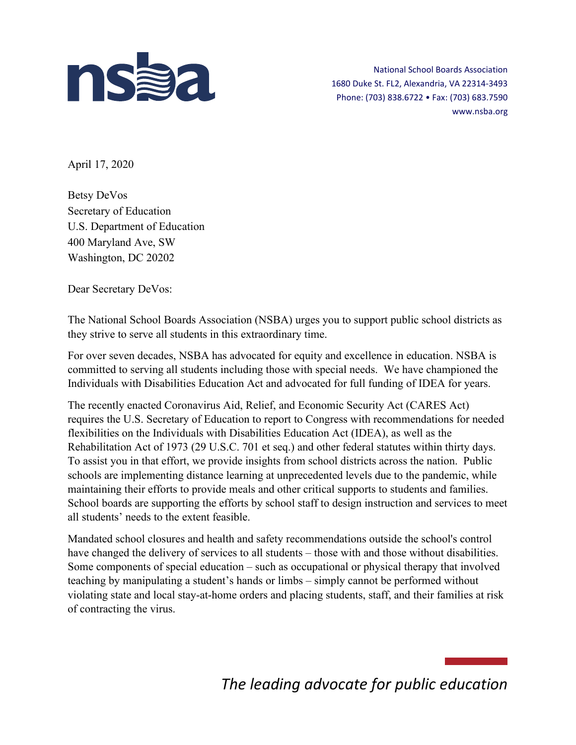National School Boards Association
1680 Duke St. FL2, Alexandria, VA 22314-3493
Phone: (703) 838.6722 • Fax: (703) 683.7590
www.nsba.org

April 17, 2020

Betsy DeVos
Secretary of Education
U.S. Department of Education
400 Maryland Ave, SW
Washington, DC 20202

Dear Secretary DeVos:

The National School Boards Association (NSBA) urges you to support public school districts as they strive to serve all students in this extraordinary time.

For over seven decades, NSBA has advocated for equity and excellence in education. NSBA is committed to serving all students including those with special needs. We have championed the Individuals with Disabilities Education Act and advocated for full funding of IDEA for years.

The recently enacted Coronavirus Aid, Relief, and Economic Security Act (CARES Act) requires the U.S. Secretary of Education to report to Congress with recommendations for needed flexibilities on the Individuals with Disabilities Education Act (IDEA), as well as the Rehabilitation Act of 1973 (29 U.S.C. 701 et seq.) and other federal statutes within thirty days. To assist you in that effort, we provide insights from school districts across the nation. Public schools are implementing distance learning at unprecedented levels due to the pandemic, while maintaining their efforts to provide meals and other critical supports to students and families. School boards are supporting the efforts by school staff to design instruction and services to meet all students' needs to the extent feasible.

Mandated school closures and health and safety recommendations outside the school's control have changed the delivery of services to all students – those with and those without disabilities. Some components of special education – such as occupational or physical therapy that involved teaching by manipulating a student's hands or limbs – simply cannot be performed without violating state and local stay-at-home orders and placing students, staff, and their families at risk of contracting the virus.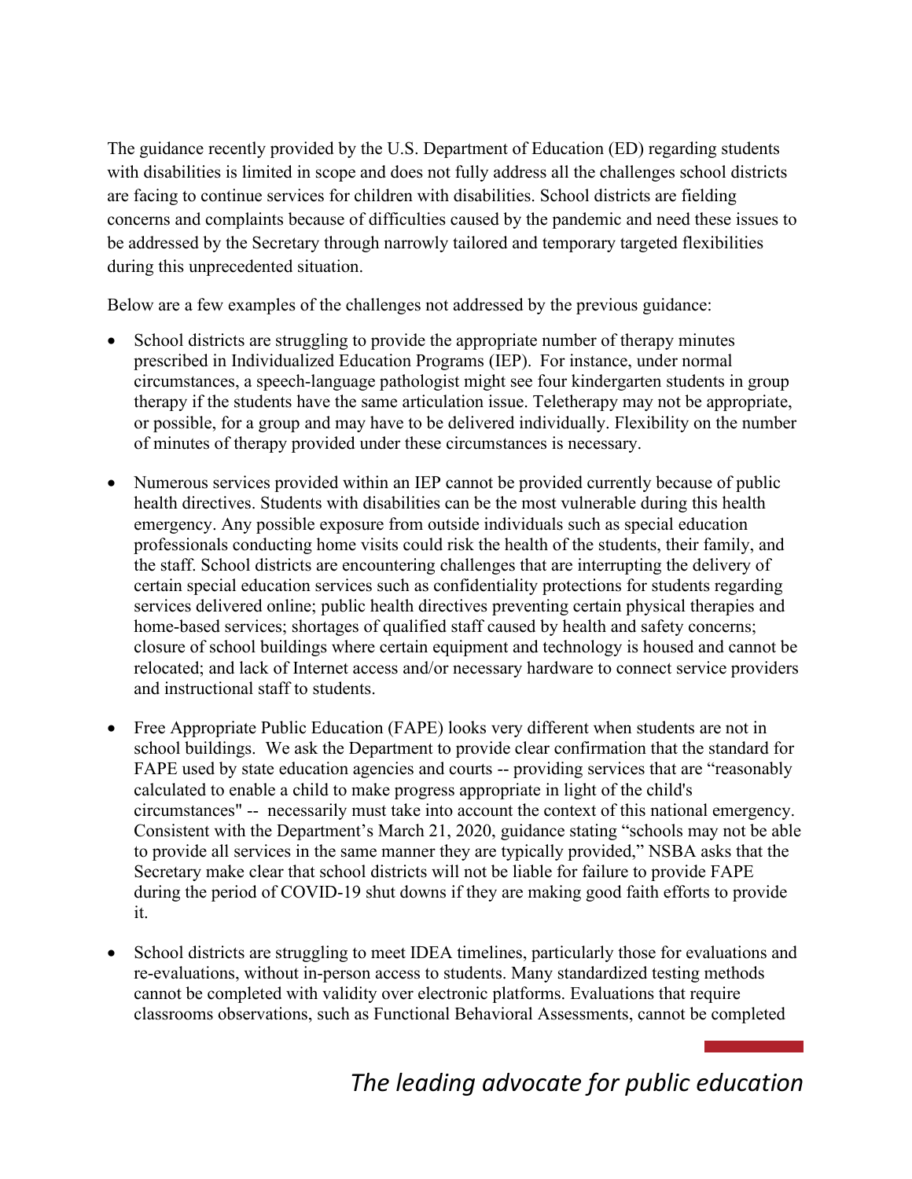The guidance recently provided by the U.S. Department of Education (ED) regarding students with disabilities is limited in scope and does not fully address all the challenges school districts are facing to continue services for children with disabilities. School districts are fielding concerns and complaints because of difficulties caused by the pandemic and need these issues to be addressed by the Secretary through narrowly tailored and temporary targeted flexibilities during this unprecedented situation.

Below are a few examples of the challenges not addressed by the previous guidance:

- School districts are struggling to provide the appropriate number of therapy minutes prescribed in Individualized Education Programs (IEP). For instance, under normal circumstances, a speech-language pathologist might see four kindergarten students in group therapy if the students have the same articulation issue. Teletherapy may not be appropriate, or possible, for a group and may have to be delivered individually. Flexibility on the number of minutes of therapy provided under these circumstances is necessary.

- Numerous services provided within an IEP cannot be provided currently because of public health directives. Students with disabilities can be the most vulnerable during this health emergency. Any possible exposure from outside individuals such as special education professionals conducting home visits could risk the health of the students, their family, and the staff. School districts are encountering challenges that are interrupting the delivery of certain special education services such as confidentiality protections for students regarding services delivered online; public health directives preventing certain physical therapies and home-based services; shortages of qualified staff caused by health and safety concerns; closure of school buildings where certain equipment and technology is housed and cannot be relocated; and lack of Internet access and/or necessary hardware to connect service providers and instructional staff to students.

- Free Appropriate Public Education (FAPE) looks very different when students are not in school buildings. We ask the Department to provide clear confirmation that the standard for FAPE used by state education agencies and courts -- providing services that are "reasonably calculated to enable a child to make progress appropriate in light of the child's circumstances" -- necessarily must take into account the context of this national emergency. Consistent with the Department's March 21, 2020, guidance stating "schools may not be able to provide all services in the same manner they are typically provided," NSBA asks that the Secretary make clear that school districts will not be liable for failure to provide FAPE during the period of COVID-19 shut downs if they are making good faith efforts to provide it.

- School districts are struggling to meet IDEA timelines, particularly those for evaluations and re-evaluations, without in-person access to students. Many standardized testing methods cannot be completed with validity over electronic platforms. Evaluations that require classrooms observations, such as Functional Behavioral Assessments, cannot be completed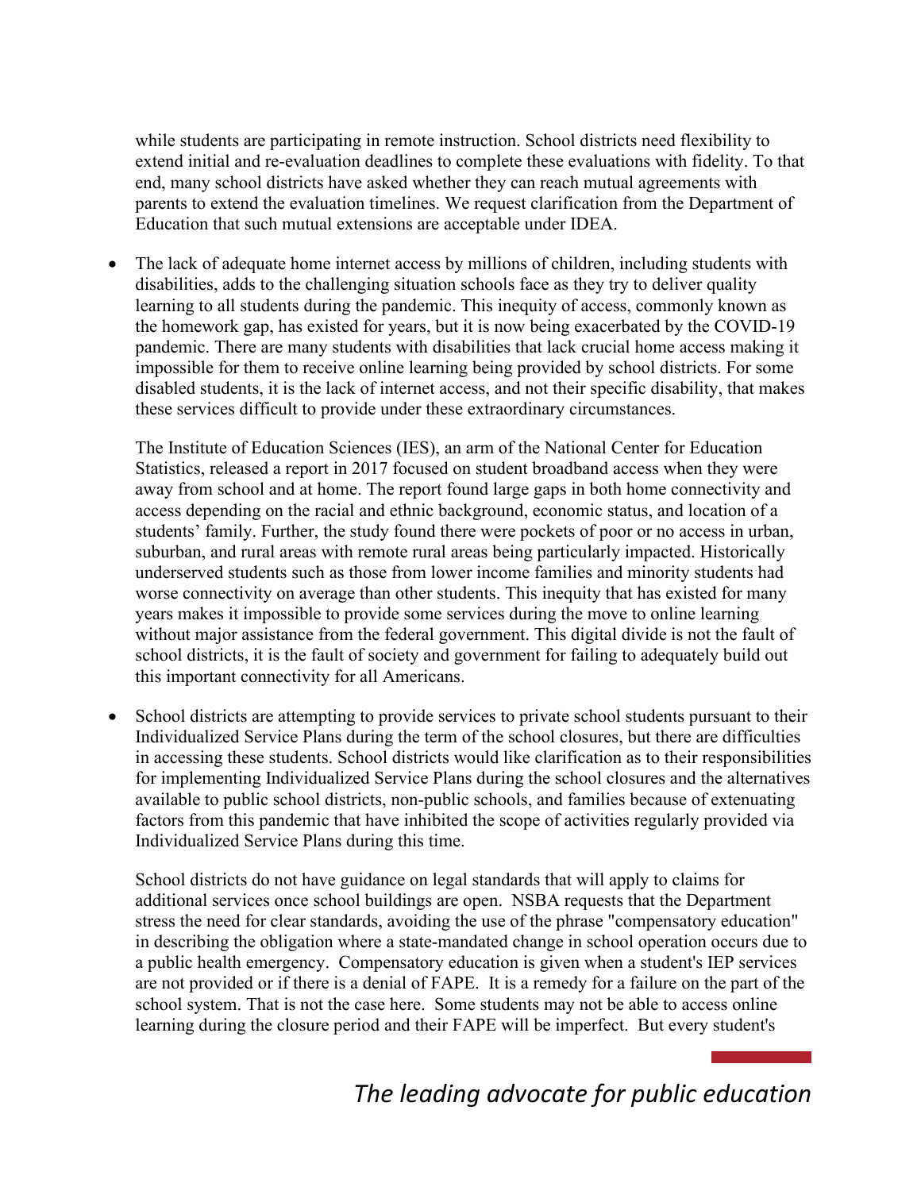while students are participating in remote instruction. School districts need flexibility to extend initial and re-evaluation deadlines to complete these evaluations with fidelity. To that end, many school districts have asked whether they can reach mutual agreements with parents to extend the evaluation timelines. We request clarification from the Department of Education that such mutual extensions are acceptable under IDEA.

- The lack of adequate home internet access by millions of children, including students with disabilities, adds to the challenging situation schools face as they try to deliver quality learning to all students during the pandemic. This inequity of access, commonly known as the homework gap, has existed for years, but it is now being exacerbated by the COVID-19 pandemic. There are many students with disabilities that lack crucial home access making it impossible for them to receive online learning being provided by school districts. For some disabled students, it is the lack of internet access, and not their specific disability, that makes these services difficult to provide under these extraordinary circumstances.

  The Institute of Education Sciences (IES), an arm of the National Center for Education Statistics, released a report in 2017 focused on student broadband access when they were away from school and at home. The report found large gaps in both home connectivity and access depending on the racial and ethnic background, economic status, and location of a students' family. Further, the study found there were pockets of poor or no access in urban, suburban, and rural areas with remote rural areas being particularly impacted. Historically underserved students such as those from lower income families and minority students had worse connectivity on average than other students. This inequity that has existed for many years makes it impossible to provide some services during the move to online learning without major assistance from the federal government. This digital divide is not the fault of school districts, it is the fault of society and government for failing to adequately build out this important connectivity for all Americans.

- School districts are attempting to provide services to private school students pursuant to their Individualized Service Plans during the term of the school closures, but there are difficulties in accessing these students. School districts would like clarification as to their responsibilities for implementing Individualized Service Plans during the school closures and the alternatives available to public school districts, non-public schools, and families because of extenuating factors from this pandemic that have inhibited the scope of activities regularly provided via Individualized Service Plans during this time.

  School districts do not have guidance on legal standards that will apply to claims for additional services once school buildings are open. NSBA requests that the Department stress the need for clear standards, avoiding the use of the phrase "compensatory education" in describing the obligation where a state-mandated change in school operation occurs due to a public health emergency. Compensatory education is given when a student's IEP services are not provided or if there is a denial of FAPE. It is a remedy for a failure on the part of the school system. That is not the case here. Some students may not be able to access online learning during the closure period and their FAPE will be imperfect. But every student's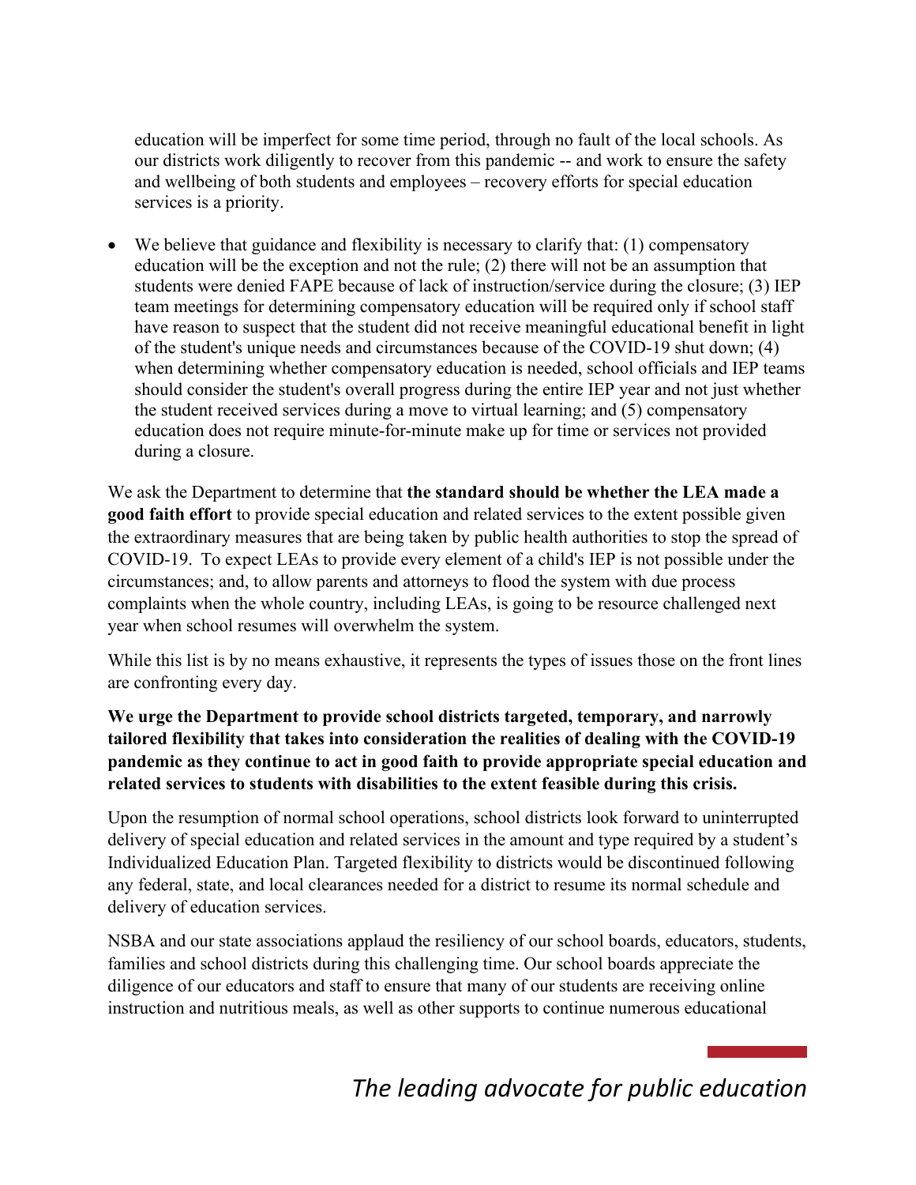education will be imperfect for some time period, through no fault of the local schools. As our districts work diligently to recover from this pandemic -- and work to ensure the safety and wellbeing of both students and employees – recovery efforts for special education services is a priority.

- We believe that guidance and flexibility is necessary to clarify that: (1) compensatory education will be the exception and not the rule; (2) there will not be an assumption that students were denied FAPE because of lack of instruction/service during the closure; (3) IEP team meetings for determining compensatory education will be required only if school staff have reason to suspect that the student did not receive meaningful educational benefit in light of the student's unique needs and circumstances because of the COVID-19 shut down; (4) when determining whether compensatory education is needed, school officials and IEP teams should consider the student's overall progress during the entire IEP year and not just whether the student received services during a move to virtual learning; and (5) compensatory education does not require minute-for-minute make up for time or services not provided during a closure.

We ask the Department to determine that **the standard should be whether the LEA made a good faith effort** to provide special education and related services to the extent possible given the extraordinary measures that are being taken by public health authorities to stop the spread of COVID-19. To expect LEAs to provide every element of a child's IEP is not possible under the circumstances; and, to allow parents and attorneys to flood the system with due process complaints when the whole country, including LEAs, is going to be resource challenged next year when school resumes will overwhelm the system.

While this list is by no means exhaustive, it represents the types of issues those on the front lines are confronting every day.

**We urge the Department to provide school districts targeted, temporary, and narrowly tailored flexibility that takes into consideration the realities of dealing with the COVID-19 pandemic as they continue to act in good faith to provide appropriate special education and related services to students with disabilities to the extent feasible during this crisis.**

Upon the resumption of normal school operations, school districts look forward to uninterrupted delivery of special education and related services in the amount and type required by a student's Individualized Education Plan. Targeted flexibility to districts would be discontinued following any federal, state, and local clearances needed for a district to resume its normal schedule and delivery of education services.

NSBA and our state associations applaud the resiliency of our school boards, educators, students, families and school districts during this challenging time. Our school boards appreciate the diligence of our educators and staff to ensure that many of our students are receiving online instruction and nutritious meals, as well as other supports to continue numerous educational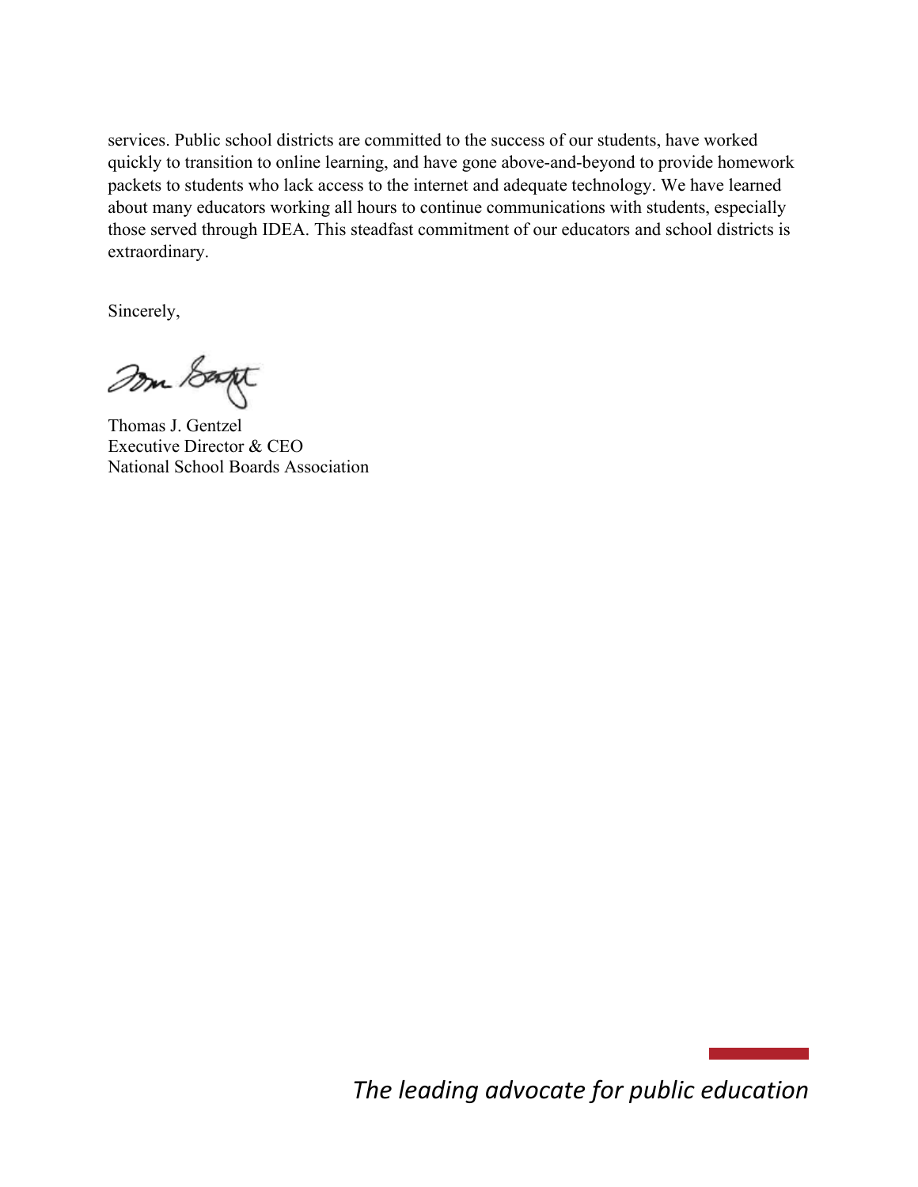services. Public school districts are committed to the success of our students, have worked quickly to transition to online learning, and have gone above-and-beyond to provide homework packets to students who lack access to the internet and adequate technology. We have learned about many educators working all hours to continue communications with students, especially those served through IDEA. This steadfast commitment of our educators and school districts is extraordinary.

Sincerely,

Thomas J. Gentzel
Executive Director & CEO
National School Boards Association